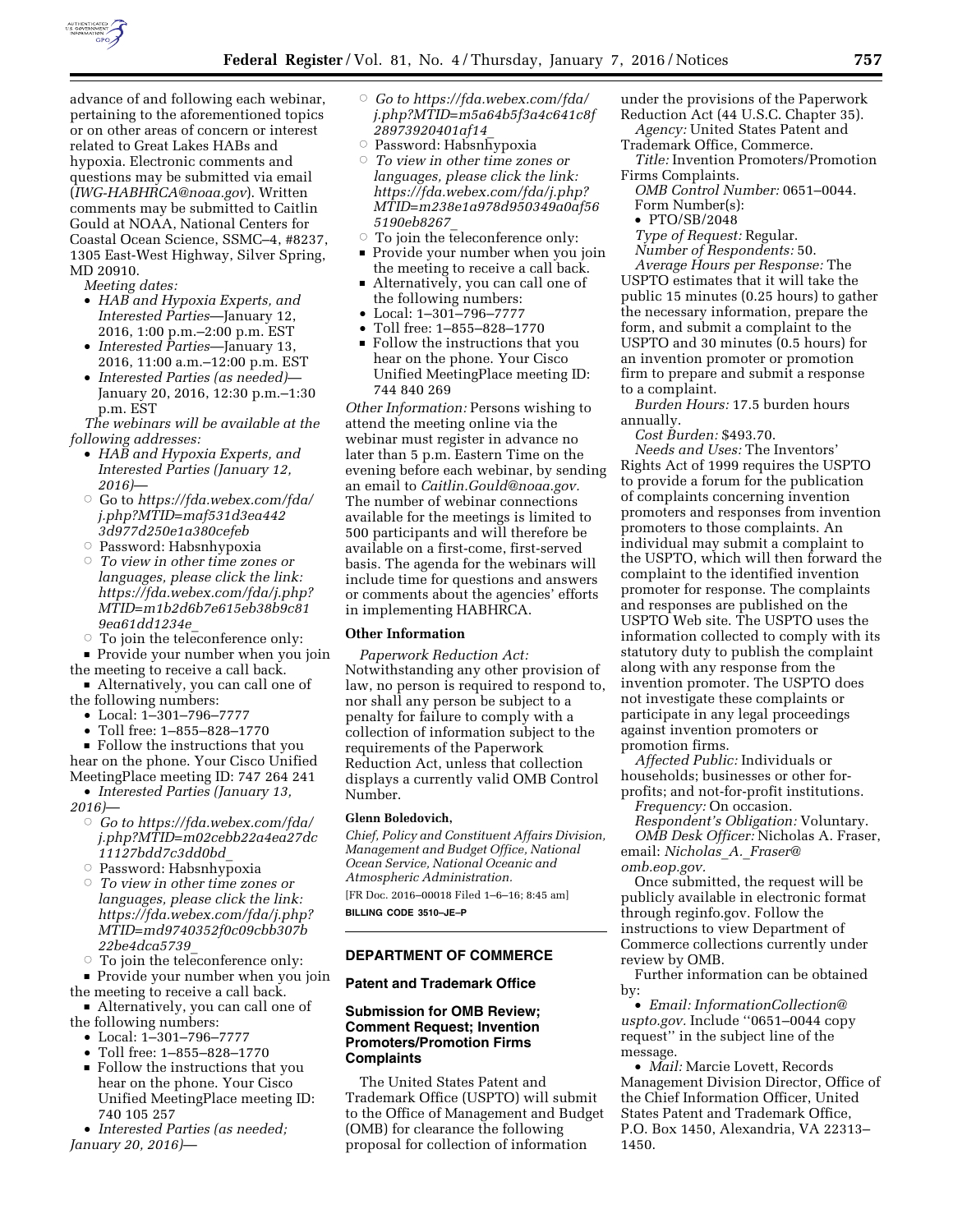advance of and following each webinar, pertaining to the aforementioned topics or on other areas of concern or interest related to Great Lakes HABs and hypoxia. Electronic comments and questions may be submitted via email (*IWG-HABHRCA@noaa.gov*). Written comments may be submitted to Caitlin Gould at NOAA, National Centers for Coastal Ocean Science, SSMC–4, #8237, 1305 East-West Highway, Silver Spring, MD 20910.

*Meeting dates:*

- *HAB and Hypoxia Experts, and Interested Parties*—January 12, 2016, 1:00 p.m.–2:00 p.m. EST
- *Interested Parties*—January 13, 2016, 11:00 a.m.–12:00 p.m. EST
- *Interested Parties (as needed)*—January 20, 2016, 12:30 p.m.–1:30 p.m. EST

*The webinars will be available at the following addresses:*

- *HAB and Hypoxia Experts, and Interested Parties (January 12, 2016)*—
  - Go to *https://fda.webex.com/fda/j.php?MTID=maf531d3ea4423d977d250e1a380cefeb*
  - Password: Habsnhypoxia
  - *To view in other time zones or languages, please click the link: https://fda.webex.com/fda/j.php?MTID=m1b2d6b7e615eb38b9c819ea61dd1234e_*
  - To join the teleconference only:
    - Provide your number when you join the meeting to receive a call back.
    - Alternatively, you can call one of the following numbers:
      - Local: 1–301–796–7777
      - Toll free: 1–855–828–1770
    - Follow the instructions that you hear on the phone. Your Cisco Unified MeetingPlace meeting ID: 747 264 241
- *Interested Parties (January 13, 2016)*—
  - *Go to https://fda.webex.com/fda/j.php?MTID=m02cebb22a4ea27dc11127bdd7c3dd0bd_*
  - Password: Habsnhypoxia
  - *To view in other time zones or languages, please click the link: https://fda.webex.com/fda/j.php?MTID=md9740352f0c09cbb307b22be4dca5739_*
  - To join the teleconference only:
    - Provide your number when you join the meeting to receive a call back.
    - Alternatively, you can call one of the following numbers:
      - Local: 1–301–796–7777
      - Toll free: 1–855–828–1770
    - Follow the instructions that you hear on the phone. Your Cisco Unified MeetingPlace meeting ID: 740 105 257
- *Interested Parties (as needed; January 20, 2016)*—
  - *Go to https://fda.webex.com/fda/j.php?MTID=m5a64b5f3a4c641c8f28973920401af14_*
  - Password: Habsnhypoxia
  - *To view in other time zones or languages, please click the link: https://fda.webex.com/fda/j.php?MTID=m238e1a978d950349a0af565190eb8267_*
  - To join the teleconference only:
    - Provide your number when you join the meeting to receive a call back.
    - Alternatively, you can call one of the following numbers:
      - Local: 1–301–796–7777
      - Toll free: 1–855–828–1770
    - Follow the instructions that you hear on the phone. Your Cisco Unified MeetingPlace meeting ID: 744 840 269

*Other Information:* Persons wishing to attend the meeting online via the webinar must register in advance no later than 5 p.m. Eastern Time on the evening before each webinar, by sending an email to *Caitlin.Gould@noaa.gov.* The number of webinar connections available for the meetings is limited to 500 participants and will therefore be available on a first-come, first-served basis. The agenda for the webinars will include time for questions and answers or comments about the agencies' efforts in implementing HABHRCA.

## Other Information

*Paperwork Reduction Act:* Notwithstanding any other provision of law, no person is required to respond to, nor shall any person be subject to a penalty for failure to comply with a collection of information subject to the requirements of the Paperwork Reduction Act, unless that collection displays a currently valid OMB Control Number.

**Glenn Boledovich,**

*Chief, Policy and Constituent Affairs Division, Management and Budget Office, National Ocean Service, National Oceanic and Atmospheric Administration.*

[FR Doc. 2016–00018 Filed 1–6–16; 8:45 am]

**BILLING CODE 3510–JE–P**

# DEPARTMENT OF COMMERCE

## Patent and Trademark Office

### Submission for OMB Review; Comment Request; Invention Promoters/Promotion Firms Complaints

The United States Patent and Trademark Office (USPTO) will submit to the Office of Management and Budget (OMB) for clearance the following proposal for collection of information under the provisions of the Paperwork Reduction Act (44 U.S.C. Chapter 35).

*Agency:* United States Patent and Trademark Office, Commerce.

*Title:* Invention Promoters/Promotion Firms Complaints.

*OMB Control Number:* 0651–0044.

Form Number(s):

- PTO/SB/2048

*Type of Request:* Regular.

*Number of Respondents:* 50.

*Average Hours per Response:* The USPTO estimates that it will take the public 15 minutes (0.25 hours) to gather the necessary information, prepare the form, and submit a complaint to the USPTO and 30 minutes (0.5 hours) for an invention promoter or promotion firm to prepare and submit a response to a complaint.

*Burden Hours:* 17.5 burden hours annually.

*Cost Burden:* $493.70.

*Needs and Uses:* The Inventors' Rights Act of 1999 requires the USPTO to provide a forum for the publication of complaints concerning invention promoters and responses from invention promoters to those complaints. An individual may submit a complaint to the USPTO, which will then forward the complaint to the identified invention promoter for response. The complaints and responses are published on the USPTO Web site. The USPTO uses the information collected to comply with its statutory duty to publish the complaint along with any response from the invention promoter. The USPTO does not investigate these complaints or participate in any legal proceedings against invention promoters or promotion firms.

*Affected Public:* Individuals or households; businesses or other for-profits; and not-for-profit institutions.

*Frequency:* On occasion.

*Respondent's Obligation:* Voluntary.

*OMB Desk Officer:* Nicholas A. Fraser, email: *Nicholas_A._Fraser@omb.eop.gov.*

Once submitted, the request will be publicly available in electronic format through reginfo.gov. Follow the instructions to view Department of Commerce collections currently under review by OMB.

Further information can be obtained by:

- *Email: InformationCollection@uspto.gov.* Include "0651–0044 copy request" in the subject line of the message.
- *Mail:* Marcie Lovett, Records Management Division Director, Office of the Chief Information Officer, United States Patent and Trademark Office, P.O. Box 1450, Alexandria, VA 22313–1450.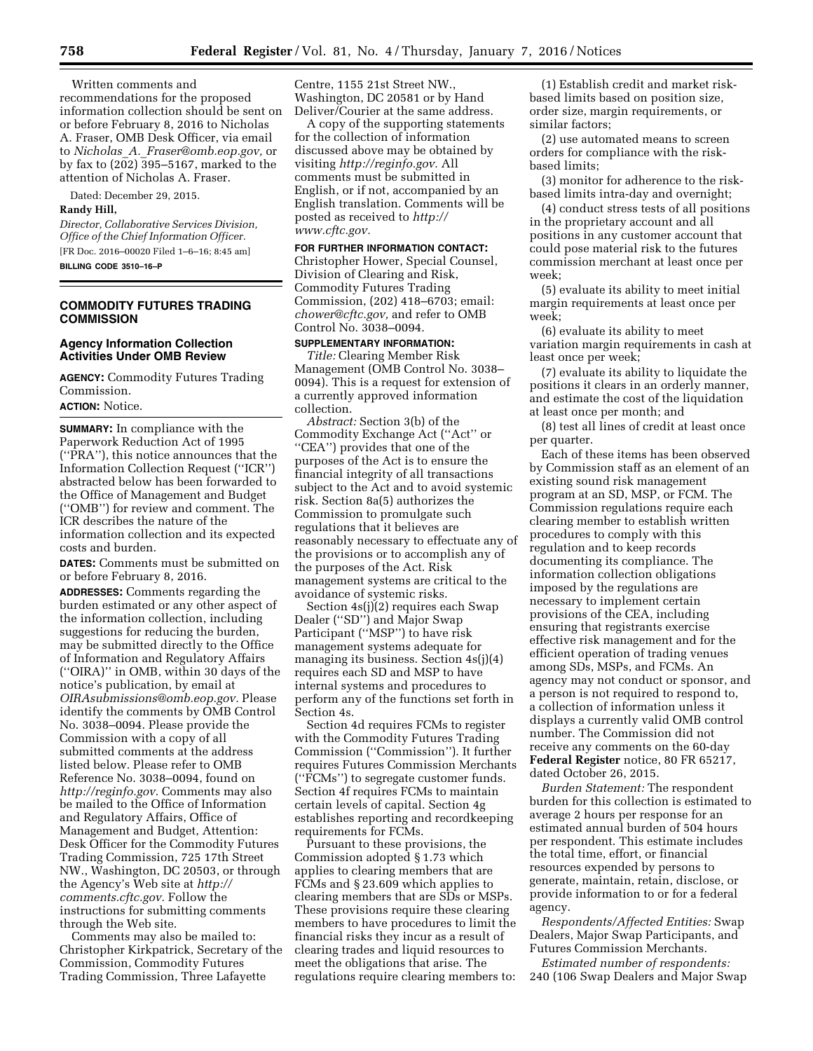Written comments and recommendations for the proposed information collection should be sent on or before February 8, 2016 to Nicholas A. Fraser, OMB Desk Officer, via email to *Nicholas_A._Fraser@omb.eop.gov,* or by fax to (202) 395–5167, marked to the attention of Nicholas A. Fraser.

Dated: December 29, 2015.

**Randy Hill,**

*Director, Collaborative Services Division, Office of the Chief Information Officer.*

[FR Doc. 2016–00020 Filed 1–6–16; 8:45 am]

**BILLING CODE 3510–16–P**

## COMMODITY FUTURES TRADING COMMISSION

### Agency Information Collection Activities Under OMB Review

**AGENCY:** Commodity Futures Trading Commission.

**ACTION:** Notice.

**SUMMARY:** In compliance with the Paperwork Reduction Act of 1995 (''PRA''), this notice announces that the Information Collection Request (''ICR'') abstracted below has been forwarded to the Office of Management and Budget (''OMB'') for review and comment. The ICR describes the nature of the information collection and its expected costs and burden.

**DATES:** Comments must be submitted on or before February 8, 2016.

**ADDRESSES:** Comments regarding the burden estimated or any other aspect of the information collection, including suggestions for reducing the burden, may be submitted directly to the Office of Information and Regulatory Affairs (''OIRA'') in OMB, within 30 days of the notice's publication, by email at *OIRAsubmissions@omb.eop.gov.* Please identify the comments by OMB Control No. 3038–0094. Please provide the Commission with a copy of all submitted comments at the address listed below. Please refer to OMB Reference No. 3038–0094, found on *http://reginfo.gov.* Comments may also be mailed to the Office of Information and Regulatory Affairs, Office of Management and Budget, Attention: Desk Officer for the Commodity Futures Trading Commission, 725 17th Street NW., Washington, DC 20503, or through the Agency's Web site at *http://comments.cftc.gov.* Follow the instructions for submitting comments through the Web site.

Comments may also be mailed to: Christopher Kirkpatrick, Secretary of the Commission, Commodity Futures Trading Commission, Three Lafayette Centre, 1155 21st Street NW., Washington, DC 20581 or by Hand Deliver/Courier at the same address.

A copy of the supporting statements for the collection of information discussed above may be obtained by visiting *http://reginfo.gov.* All comments must be submitted in English, or if not, accompanied by an English translation. Comments will be posted as received to *http://www.cftc.gov.*

**FOR FURTHER INFORMATION CONTACT:** Christopher Hower, Special Counsel, Division of Clearing and Risk, Commodity Futures Trading Commission, (202) 418–6703; email: *chower@cftc.gov,* and refer to OMB Control No. 3038–0094.

**SUPPLEMENTARY INFORMATION:**

*Title:* Clearing Member Risk Management (OMB Control No. 3038–0094). This is a request for extension of a currently approved information collection.

*Abstract:* Section 3(b) of the Commodity Exchange Act (''Act'' or ''CEA'') provides that one of the purposes of the Act is to ensure the financial integrity of all transactions subject to the Act and to avoid systemic risk. Section 8a(5) authorizes the Commission to promulgate such regulations that it believes are reasonably necessary to effectuate any of the provisions or to accomplish any of the purposes of the Act. Risk management systems are critical to the avoidance of systemic risks.

Section 4s(j)(2) requires each Swap Dealer (''SD'') and Major Swap Participant (''MSP'') to have risk management systems adequate for managing its business. Section 4s(j)(4) requires each SD and MSP to have internal systems and procedures to perform any of the functions set forth in Section 4s.

Section 4d requires FCMs to register with the Commodity Futures Trading Commission (''Commission''). It further requires Futures Commission Merchants (''FCMs'') to segregate customer funds. Section 4f requires FCMs to maintain certain levels of capital. Section 4g establishes reporting and recordkeeping requirements for FCMs.

Pursuant to these provisions, the Commission adopted § 1.73 which applies to clearing members that are FCMs and § 23.609 which applies to clearing members that are SDs or MSPs. These provisions require these clearing members to have procedures to limit the financial risks they incur as a result of clearing trades and liquid resources to meet the obligations that arise. The regulations require clearing members to:

(1) Establish credit and market risk-based limits based on position size, order size, margin requirements, or similar factors;

(2) use automated means to screen orders for compliance with the risk-based limits;

(3) monitor for adherence to the risk-based limits intra-day and overnight;

(4) conduct stress tests of all positions in the proprietary account and all positions in any customer account that could pose material risk to the futures commission merchant at least once per week;

(5) evaluate its ability to meet initial margin requirements at least once per week;

(6) evaluate its ability to meet variation margin requirements in cash at least once per week;

(7) evaluate its ability to liquidate the positions it clears in an orderly manner, and estimate the cost of the liquidation at least once per month; and

(8) test all lines of credit at least once per quarter.

Each of these items has been observed by Commission staff as an element of an existing sound risk management program at an SD, MSP, or FCM. The Commission regulations require each clearing member to establish written procedures to comply with this regulation and to keep records documenting its compliance. The information collection obligations imposed by the regulations are necessary to implement certain provisions of the CEA, including ensuring that registrants exercise effective risk management and for the efficient operation of trading venues among SDs, MSPs, and FCMs. An agency may not conduct or sponsor, and a person is not required to respond to, a collection of information unless it displays a currently valid OMB control number. The Commission did not receive any comments on the 60-day **Federal Register** notice, 80 FR 65217, dated October 26, 2015.

*Burden Statement:* The respondent burden for this collection is estimated to average 2 hours per response for an estimated annual burden of 504 hours per respondent. This estimate includes the total time, effort, or financial resources expended by persons to generate, maintain, retain, disclose, or provide information to or for a federal agency.

*Respondents/Affected Entities:* Swap Dealers, Major Swap Participants, and Futures Commission Merchants.

*Estimated number of respondents:* 240 (106 Swap Dealers and Major Swap